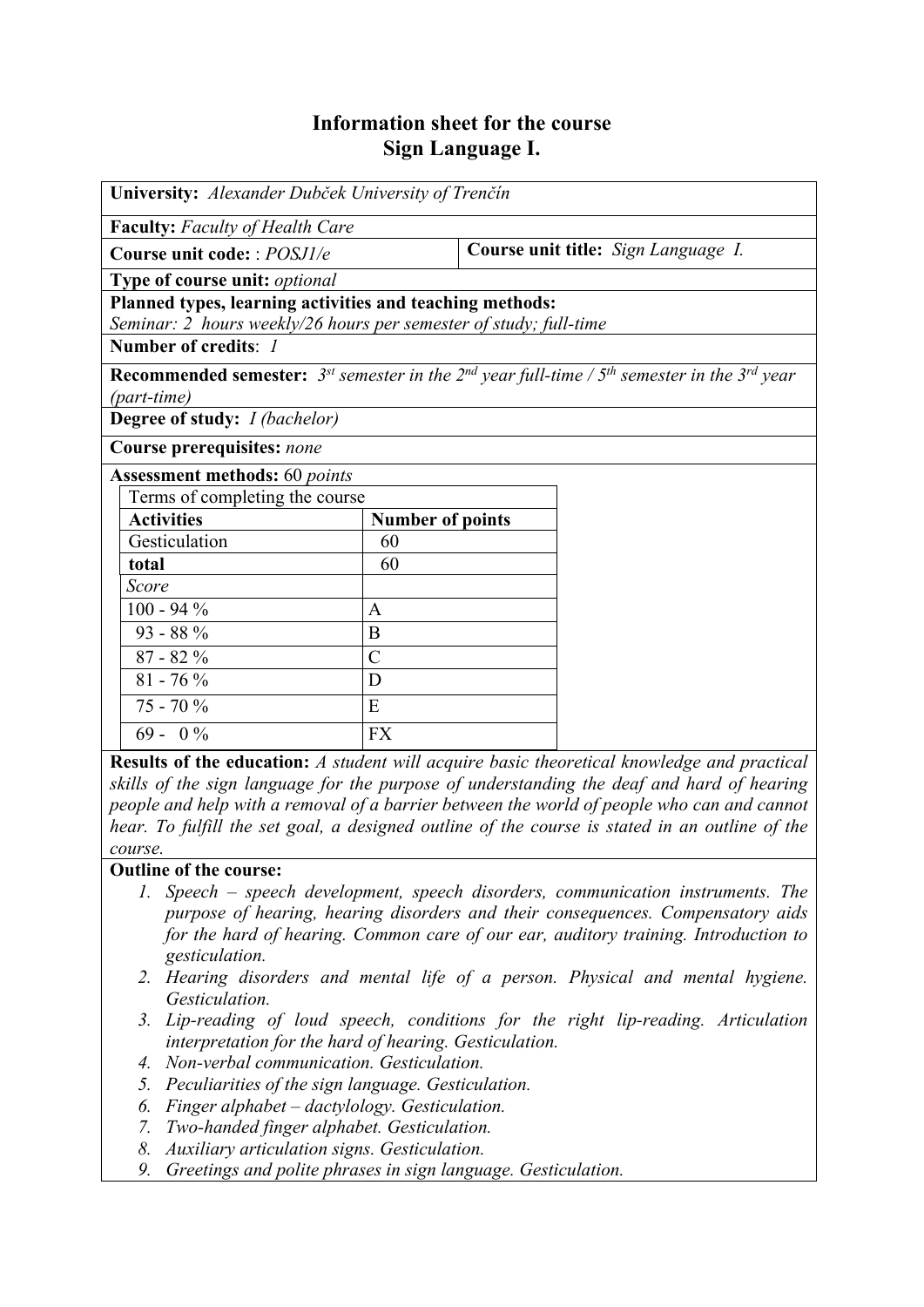# Information sheet for the course
# Sign Language I.

**University:** *Alexander Dubček University of Trenčín*

**Faculty:** *Faculty of Health Care*

**Course unit code:** : *POSJ1/e*

**Course unit title:** *Sign Language I.*

**Type of course unit:** *optional*

**Planned types, learning activities and teaching methods:**
*Seminar: 2 hours weekly/26 hours per semester of study; full-time*

**Number of credits**: *1*

**Recommended semester:** *3st semester in the 2nd year full-time / 5th semester in the 3rd year (part-time)*

**Degree of study:** *I (bachelor)*

**Course prerequisites:** *none*

**Assessment methods:** 60 *points*

| Terms of completing the course | |
|---|---|
| **Activities** | **Number of points** |
| Gesticulation | 60 |
| **total** | 60 |
| *Score* | |
| 100 - 94 % | A |
| 93 - 88 % | B |
| 87 - 82 % | C |
| 81 - 76 % | D |
| 75 - 70 % | E |
| 69 - 0 % | FX |

**Results of the education:** *A student will acquire basic theoretical knowledge and practical skills of the sign language for the purpose of understanding the deaf and hard of hearing people and help with a removal of a barrier between the world of people who can and cannot hear. To fulfill the set goal, a designed outline of the course is stated in an outline of the course.*

**Outline of the course:**

1. *Speech – speech development, speech disorders, communication instruments. The purpose of hearing, hearing disorders and their consequences. Compensatory aids for the hard of hearing. Common care of our ear, auditory training. Introduction to gesticulation.*
2. *Hearing disorders and mental life of a person. Physical and mental hygiene. Gesticulation.*
3. *Lip-reading of loud speech, conditions for the right lip-reading. Articulation interpretation for the hard of hearing. Gesticulation.*
4. *Non-verbal communication. Gesticulation.*
5. *Peculiarities of the sign language. Gesticulation.*
6. *Finger alphabet – dactylology. Gesticulation.*
7. *Two-handed finger alphabet. Gesticulation.*
8. *Auxiliary articulation signs. Gesticulation.*
9. *Greetings and polite phrases in sign language. Gesticulation.*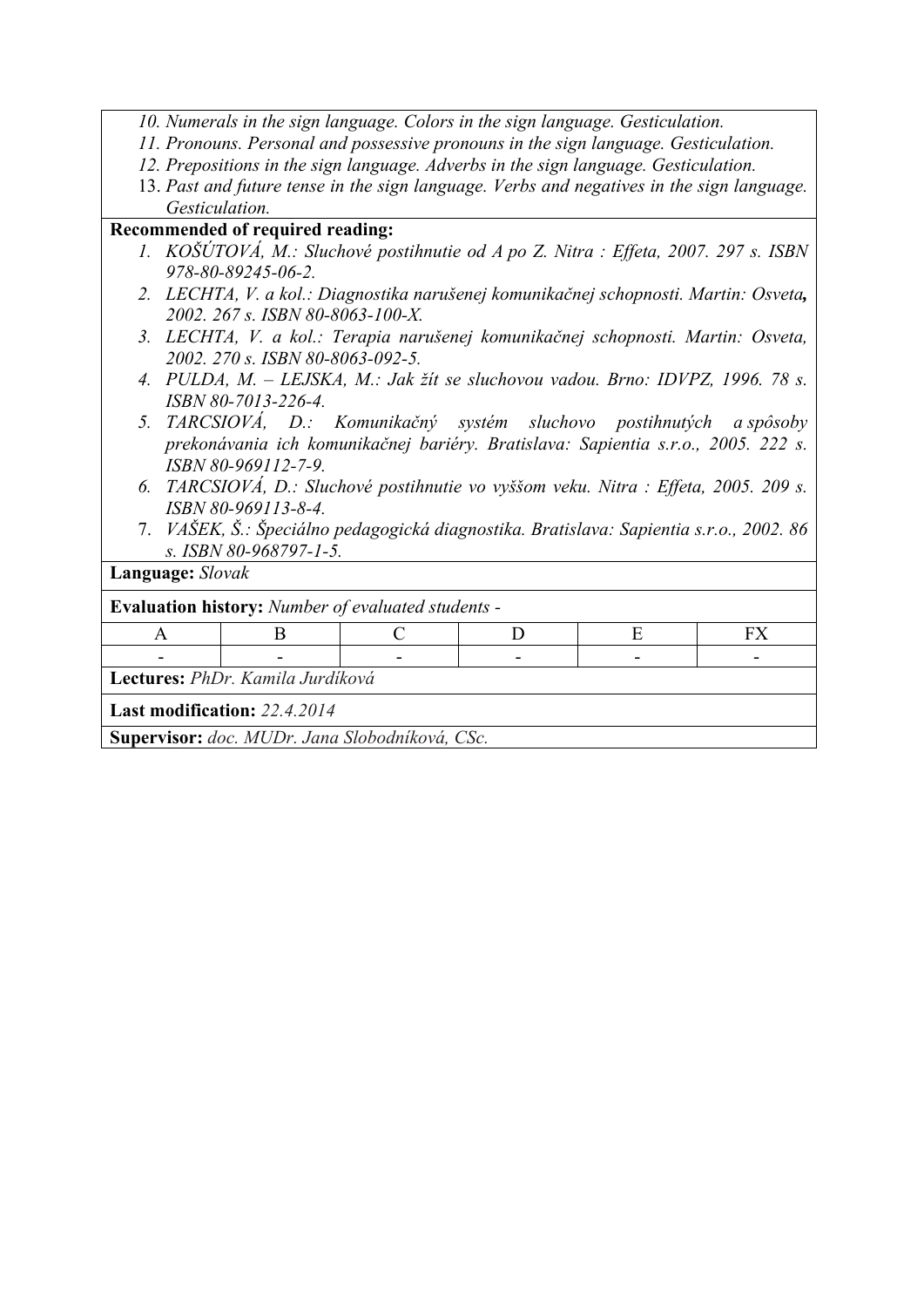10. *Numerals in the sign language. Colors in the sign language. Gesticulation.*
11. *Pronouns. Personal and possessive pronouns in the sign language. Gesticulation.*
12. *Prepositions in the sign language. Adverbs in the sign language. Gesticulation.*
13. *Past and future tense in the sign language. Verbs and negatives in the sign language. Gesticulation.*

**Recommended of required reading:**

1. *KOŠÚTOVÁ, M.: Sluchové postihnutie od A po Z. Nitra : Effeta, 2007. 297 s. ISBN 978-80-89245-06-2.*
2. *LECHTA, V. a kol.: Diagnostika narušenej komunikačnej schopnosti. Martin: Osveta, 2002. 267 s. ISBN 80-8063-100-X.*
3. *LECHTA, V. a kol.: Terapia narušenej komunikačnej schopnosti. Martin: Osveta, 2002. 270 s. ISBN 80-8063-092-5.*
4. *PULDA, M. – LEJSKA, M.: Jak žít se sluchovou vadou. Brno: IDVPZ, 1996. 78 s. ISBN 80-7013-226-4.*
5. *TARCSIOVÁ, D.: Komunikačný systém sluchovo postihnutých a spôsoby prekonávania ich komunikačnej bariéry. Bratislava: Sapientia s.r.o., 2005. 222 s. ISBN 80-969112-7-9.*
6. *TARCSIOVÁ, D.: Sluchové postihnutie vo vyššom veku. Nitra : Effeta, 2005. 209 s. ISBN 80-969113-8-4.*
7. *VAŠEK, Š.: Špeciálno pedagogická diagnostika. Bratislava: Sapientia s.r.o., 2002. 86 s. ISBN 80-968797-1-5.*

**Language:** *Slovak*

**Evaluation history:** *Number of evaluated students -*

| A | B | C | D | E | FX |
|---|---|---|---|---|---|
| - | - | - | - | - | - |

**Lectures:** *PhDr. Kamila Jurdíková*

**Last modification:** *22.4.2014*

**Supervisor:** *doc. MUDr. Jana Slobodníková, CSc.*